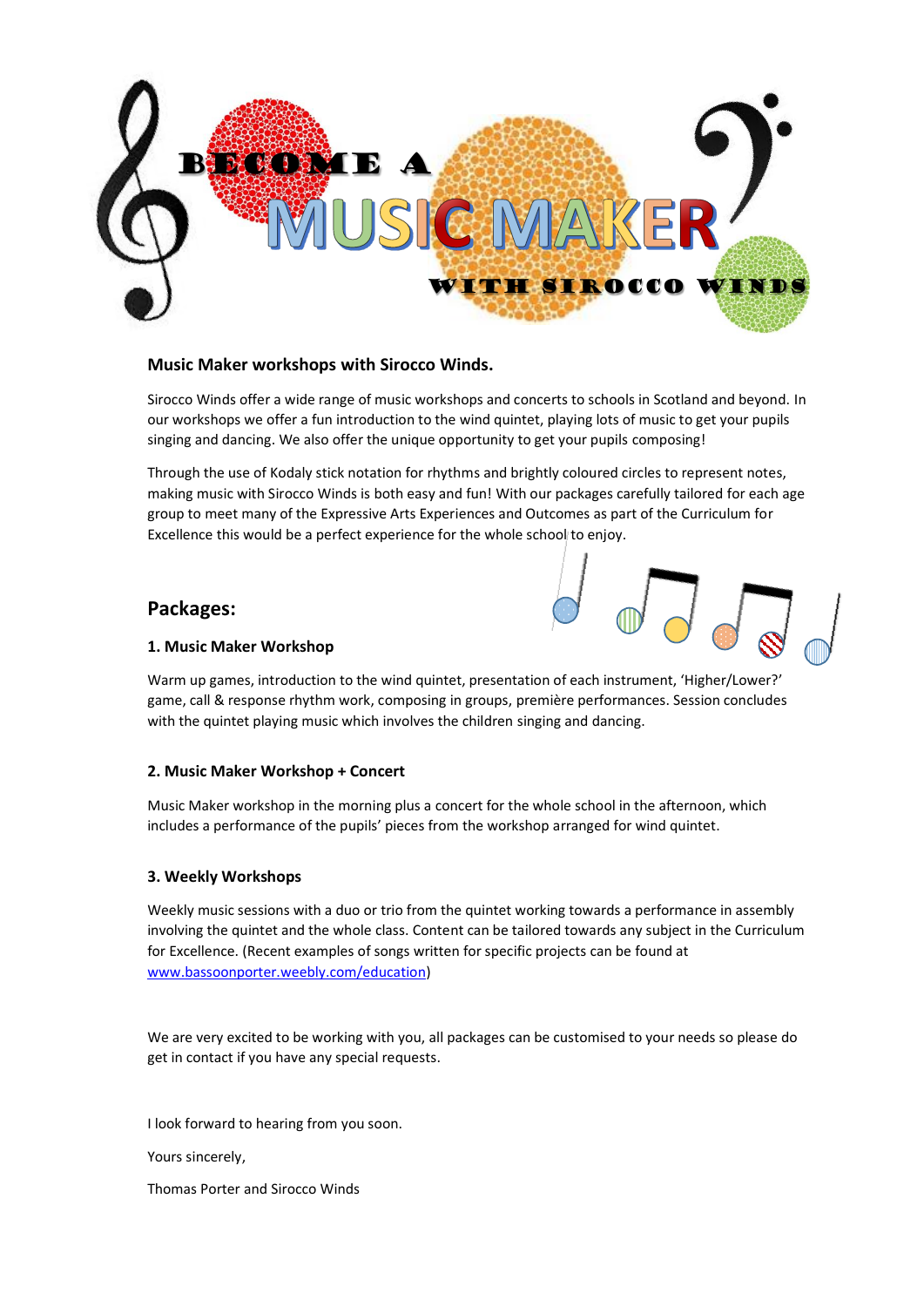# BECOME A MUSIC MAKER WITH SIROCCO WINDS

### Music Maker workshops with Sirocco Winds.

Sirocco Winds offer a wide range of music workshops and concerts to schools in Scotland and beyond. In our workshops we offer a fun introduction to the wind quintet, playing lots of music to get your pupils singing and dancing. We also offer the unique opportunity to get your pupils composing!

Through the use of Kodaly stick notation for rhythms and brightly coloured circles to represent notes, making music with Sirocco Winds is both easy and fun! With our packages carefully tailored for each age group to meet many of the Expressive Arts Experiences and Outcomes as part of the Curriculum for Excellence this would be a perfect experience for the whole school to enjoy.

## Packages:

### 1. Music Maker Workshop

Warm up games, introduction to the wind quintet, presentation of each instrument, 'Higher/Lower?' game, call & response rhythm work, composing in groups, première performances. Session concludes with the quintet playing music which involves the children singing and dancing.

### 2. Music Maker Workshop + Concert

Music Maker workshop in the morning plus a concert for the whole school in the afternoon, which includes a performance of the pupils' pieces from the workshop arranged for wind quintet.

### 3. Weekly Workshops

Weekly music sessions with a duo or trio from the quintet working towards a performance in assembly involving the quintet and the whole class. Content can be tailored towards any subject in the Curriculum for Excellence. (Recent examples of songs written for specific projects can be found at [www.bassoonporter.weebly.com/education](www.bassoonporter.weebly.com/education))

We are very excited to be working with you, all packages can be customised to your needs so please do get in contact if you have any special requests.

I look forward to hearing from you soon.

Yours sincerely,

Thomas Porter and Sirocco Winds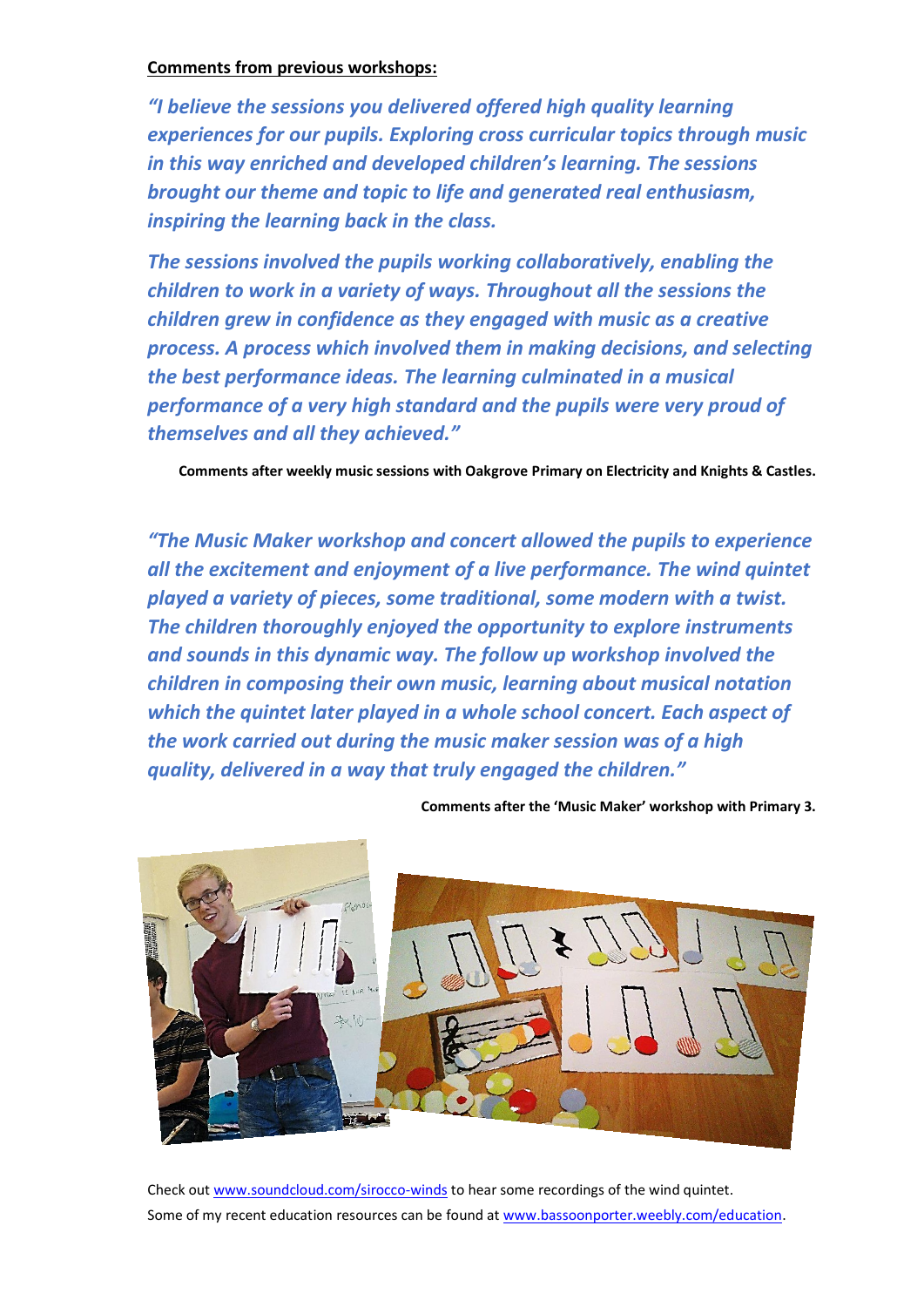**Comments from previous workshops:**

*"I believe the sessions you delivered offered high quality learning experiences for our pupils. Exploring cross curricular topics through music in this way enriched and developed children's learning. The sessions brought our theme and topic to life and generated real enthusiasm, inspiring the learning back in the class.*

*The sessions involved the pupils working collaboratively, enabling the children to work in a variety of ways. Throughout all the sessions the children grew in confidence as they engaged with music as a creative process. A process which involved them in making decisions, and selecting the best performance ideas. The learning culminated in a musical performance of a very high standard and the pupils were very proud of themselves and all they achieved."*

**Comments after weekly music sessions with Oakgrove Primary on Electricity and Knights & Castles.**

*"The Music Maker workshop and concert allowed the pupils to experience all the excitement and enjoyment of a live performance. The wind quintet played a variety of pieces, some traditional, some modern with a twist. The children thoroughly enjoyed the opportunity to explore instruments and sounds in this dynamic way. The follow up workshop involved the children in composing their own music, learning about musical notation which the quintet later played in a whole school concert. Each aspect of the work carried out during the music maker session was of a high quality, delivered in a way that truly engaged the children."*

**Comments after the 'Music Maker' workshop with Primary 3.**

Check out [www.soundcloud.com/sirocco-winds](www.soundcloud.com/sirocco-winds) to hear some recordings of the wind quintet.
Some of my recent education resources can be found at [www.bassoonporter.weebly.com/education](www.bassoonporter.weebly.com/education).